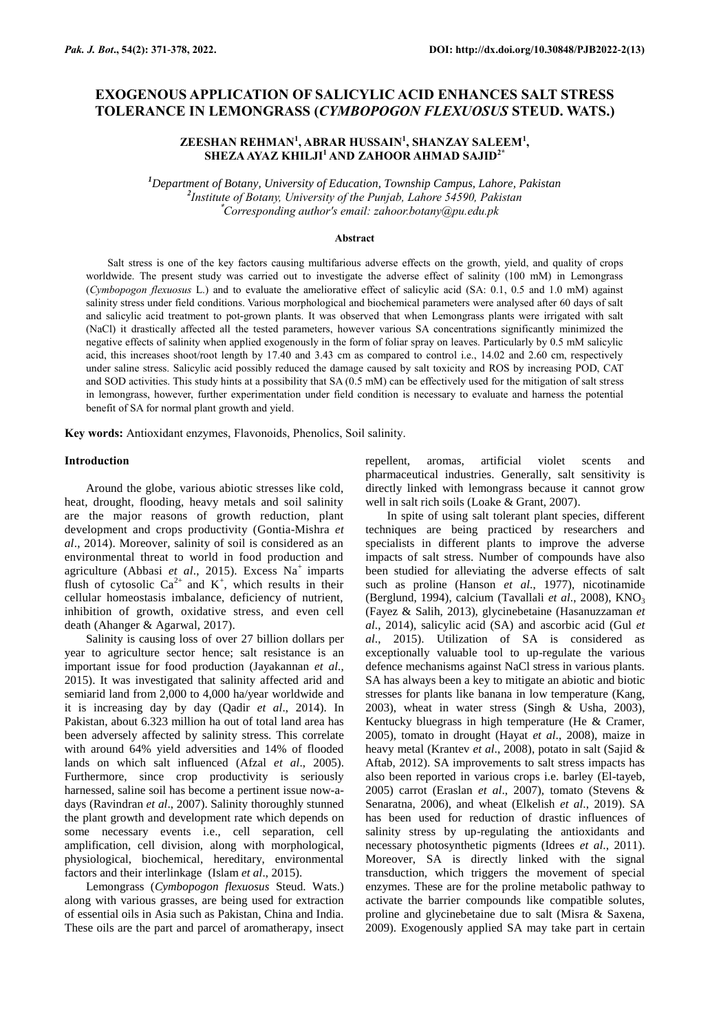# EXOGENOUS APPLICATION OF SALICYLIC ACID ENHANCES SALT STRESS TOLERANCE IN LEMONGRASS (*CYMBOPOGON FLEXUOSUS* STEUD. WATS.)

**ZEESHAN REHMAN[1], ABRAR HUSSAIN[1], SHANZAY SALEEM[1], SHEZA AYAZ KHILJI[1] AND ZAHOOR AHMAD SAJID[2*]**

[1]*Department of Botany, University of Education, Township Campus, Lahore, Pakistan*
[2]*Institute of Botany, University of the Punjab, Lahore 54590, Pakistan*
[*]*Corresponding author's email: zahoor.botany@pu.edu.pk*

### Abstract

Salt stress is one of the key factors causing multifarious adverse effects on the growth, yield, and quality of crops worldwide. The present study was carried out to investigate the adverse effect of salinity (100 mM) in Lemongrass (*Cymbopogon flexuosus* L.) and to evaluate the ameliorative effect of salicylic acid (SA: 0.1, 0.5 and 1.0 mM) against salinity stress under field conditions. Various morphological and biochemical parameters were analysed after 60 days of salt and salicylic acid treatment to pot-grown plants. It was observed that when Lemongrass plants were irrigated with salt (NaCl) it drastically affected all the tested parameters, however various SA concentrations significantly minimized the negative effects of salinity when applied exogenously in the form of foliar spray on leaves. Particularly by 0.5 mM salicylic acid, this increases shoot/root length by 17.40 and 3.43 cm as compared to control i.e., 14.02 and 2.60 cm, respectively under saline stress. Salicylic acid possibly reduced the damage caused by salt toxicity and ROS by increasing POD, CAT and SOD activities. This study hints at a possibility that SA (0.5 mM) can be effectively used for the mitigation of salt stress in lemongrass, however, further experimentation under field condition is necessary to evaluate and harness the potential benefit of SA for normal plant growth and yield.

**Key words:** Antioxidant enzymes, Flavonoids, Phenolics, Soil salinity.

## Introduction

Around the globe, various abiotic stresses like cold, heat, drought, flooding, heavy metals and soil salinity are the major reasons of growth reduction, plant development and crops productivity (Gontia-Mishra *et al*., 2014). Moreover, salinity of soil is considered as an environmental threat to world in food production and agriculture (Abbasi *et al*., 2015). Excess $Na^+$ imparts flush of cytosolic $Ca^{2+}$ and $K^+$, which results in their cellular homeostasis imbalance, deficiency of nutrient, inhibition of growth, oxidative stress, and even cell death (Ahanger & Agarwal, 2017).

Salinity is causing loss of over 27 billion dollars per year to agriculture sector hence; salt resistance is an important issue for food production (Jayakannan *et al*., 2015). It was investigated that salinity affected arid and semiarid land from 2,000 to 4,000 ha/year worldwide and it is increasing day by day (Qadir *et al*., 2014). In Pakistan, about 6.323 million ha out of total land area has been adversely affected by salinity stress. This correlate with around 64% yield adversities and 14% of flooded lands on which salt influenced (Afzal *et al*., 2005). Furthermore, since crop productivity is seriously harnessed, saline soil has become a pertinent issue now-a-days (Ravindran *et al*., 2007). Salinity thoroughly stunned the plant growth and development rate which depends on some necessary events i.e., cell separation, cell amplification, cell division, along with morphological, physiological, biochemical, hereditary, environmental factors and their interlinkage (Islam *et al*., 2015).

Lemongrass (*Cymbopogon flexuosus* Steud. Wats.) along with various grasses, are being used for extraction of essential oils in Asia such as Pakistan, China and India. These oils are the part and parcel of aromatherapy, insect repellent, aromas, artificial violet scents and pharmaceutical industries. Generally, salt sensitivity is directly linked with lemongrass because it cannot grow well in salt rich soils (Loake & Grant, 2007).

In spite of using salt tolerant plant species, different techniques are being practiced by researchers and specialists in different plants to improve the adverse impacts of salt stress. Number of compounds have also been studied for alleviating the adverse effects of salt such as proline (Hanson *et al*., 1977), nicotinamide (Berglund, 1994), calcium (Tavallali *et al*., 2008), $KNO_3$ (Fayez & Salih, 2013), glycinebetaine (Hasanuzzaman *et al*., 2014), salicylic acid (SA) and ascorbic acid (Gul *et al*., 2015). Utilization of SA is considered as exceptionally valuable tool to up-regulate the various defence mechanisms against NaCl stress in various plants. SA has always been a key to mitigate an abiotic and biotic stresses for plants like banana in low temperature (Kang, 2003), wheat in water stress (Singh & Usha, 2003), Kentucky bluegrass in high temperature (He & Cramer, 2005), tomato in drought (Hayat *et al*., 2008), maize in heavy metal (Krantev *et al*., 2008), potato in salt (Sajid & Aftab, 2012). SA improvements to salt stress impacts has also been reported in various crops i.e. barley (El-tayeb, 2005) carrot (Eraslan *et al*., 2007), tomato (Stevens & Senaratna, 2006), and wheat (Elkelish *et al*., 2019). SA has been used for reduction of drastic influences of salinity stress by up-regulating the antioxidants and necessary photosynthetic pigments (Idrees *et al*., 2011). Moreover, SA is directly linked with the signal transduction, which triggers the movement of special enzymes. These are for the proline metabolic pathway to activate the barrier compounds like compatible solutes, proline and glycinebetaine due to salt (Misra & Saxena, 2009). Exogenously applied SA may take part in certain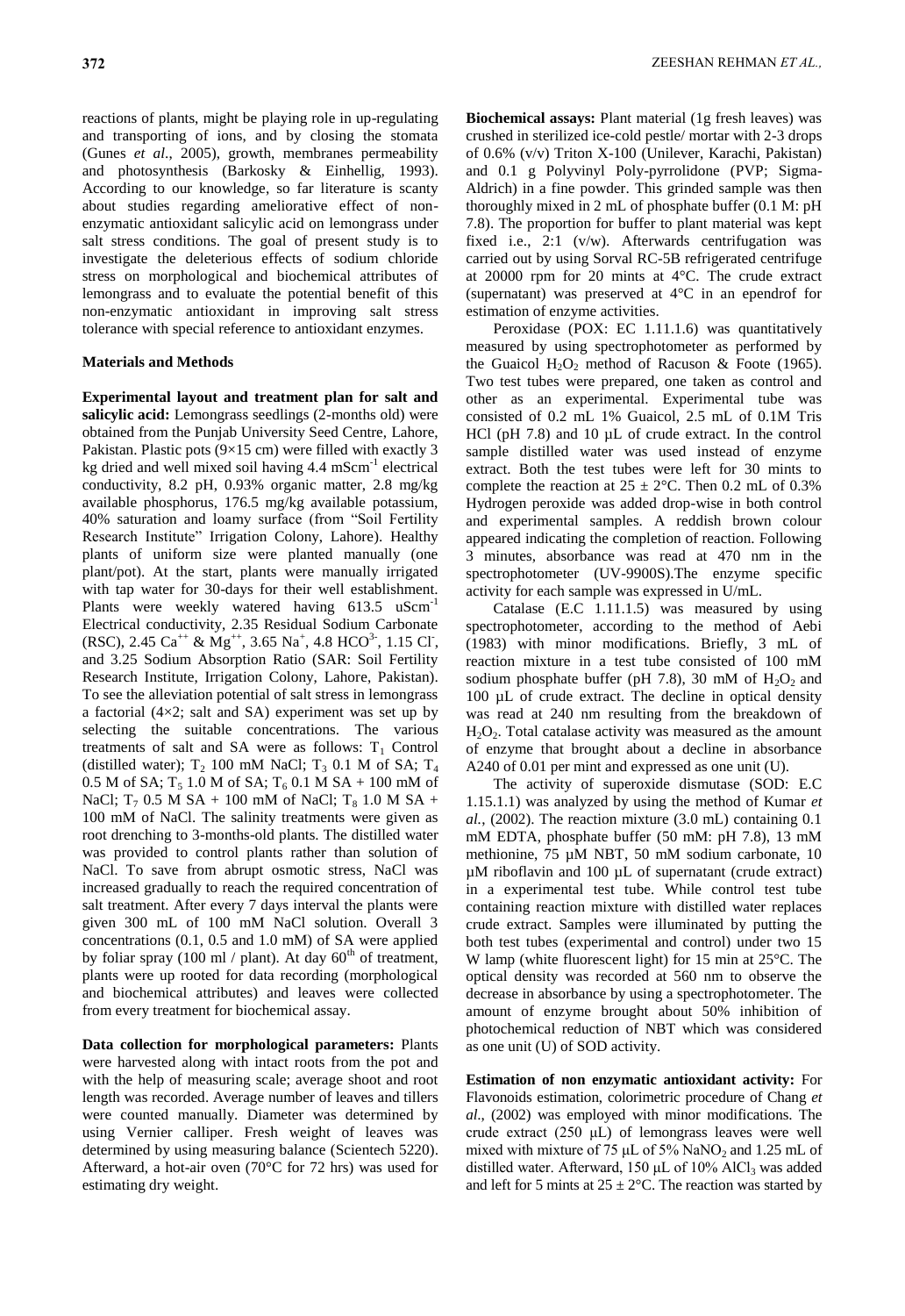reactions of plants, might be playing role in up-regulating and transporting of ions, and by closing the stomata (Gunes *et al*., 2005), growth, membranes permeability and photosynthesis (Barkosky & Einhellig, 1993). According to our knowledge, so far literature is scanty about studies regarding ameliorative effect of non-enzymatic antioxidant salicylic acid on lemongrass under salt stress conditions. The goal of present study is to investigate the deleterious effects of sodium chloride stress on morphological and biochemical attributes of lemongrass and to evaluate the potential benefit of this non-enzymatic antioxidant in improving salt stress tolerance with special reference to antioxidant enzymes.

## Materials and Methods

**Experimental layout and treatment plan for salt and salicylic acid:** Lemongrass seedlings (2-months old) were obtained from the Punjab University Seed Centre, Lahore, Pakistan. Plastic pots (9×15 cm) were filled with exactly 3 kg dried and well mixed soil having 4.4 $mScm^{-1}$ electrical conductivity, 8.2 pH, 0.93% organic matter, 2.8 mg/kg available phosphorus, 176.5 mg/kg available potassium, 40% saturation and loamy surface (from "Soil Fertility Research Institute" Irrigation Colony, Lahore). Healthy plants of uniform size were planted manually (one plant/pot). At the start, plants were manually irrigated with tap water for 30-days for their well establishment. Plants were weekly watered having 613.5 $uScm^{-1}$ Electrical conductivity, 2.35 Residual Sodium Carbonate (RSC), 2.45 $Ca^{++}$ & $Mg^{++}$, 3.65 $Na^{+}$, 4.8 $HCO^{3-}$, 1.15 $Cl^{-}$, and 3.25 Sodium Absorption Ratio (SAR: Soil Fertility Research Institute, Irrigation Colony, Lahore, Pakistan). To see the alleviation potential of salt stress in lemongrass a factorial (4×2; salt and SA) experiment was set up by selecting the suitable concentrations. The various treatments of salt and SA were as follows: $T_1$ Control (distilled water); $T_2$ 100 mM NaCl; $T_3$ 0.1 M of SA; $T_4$ 0.5 M of SA; $T_5$ 1.0 M of SA; $T_6$ 0.1 M SA + 100 mM of NaCl; $T_7$ 0.5 M SA + 100 mM of NaCl; $T_8$ 1.0 M SA + 100 mM of NaCl. The salinity treatments were given as root drenching to 3-months-old plants. The distilled water was provided to control plants rather than solution of NaCl. To save from abrupt osmotic stress, NaCl was increased gradually to reach the required concentration of salt treatment. After every 7 days interval the plants were given 300 mL of 100 mM NaCl solution. Overall 3 concentrations (0.1, 0.5 and 1.0 mM) of SA were applied by foliar spray (100 ml / plant). At day $60^{th}$ of treatment, plants were up rooted for data recording (morphological and biochemical attributes) and leaves were collected from every treatment for biochemical assay.

**Data collection for morphological parameters:** Plants were harvested along with intact roots from the pot and with the help of measuring scale; average shoot and root length was recorded. Average number of leaves and tillers were counted manually. Diameter was determined by using Vernier calliper. Fresh weight of leaves was determined by using measuring balance (Scientech 5220). Afterward, a hot-air oven (70°C for 72 hrs) was used for estimating dry weight.

**Biochemical assays:** Plant material (1g fresh leaves) was crushed in sterilized ice-cold pestle/ mortar with 2-3 drops of 0.6% (v/v) Triton X-100 (Unilever, Karachi, Pakistan) and 0.1 g Polyvinyl Poly-pyrrolidone (PVP; Sigma-Aldrich) in a fine powder. This grinded sample was then thoroughly mixed in 2 mL of phosphate buffer (0.1 M: pH 7.8). The proportion for buffer to plant material was kept fixed i.e., 2:1 (v/w). Afterwards centrifugation was carried out by using Sorval RC-5B refrigerated centrifuge at 20000 rpm for 20 mints at 4°C. The crude extract (supernatant) was preserved at 4°C in an ependrof for estimation of enzyme activities.

Peroxidase (POX: EC 1.11.1.6) was quantitatively measured by using spectrophotometer as performed by the Guaicol $H_2O_2$ method of Racuson & Foote (1965). Two test tubes were prepared, one taken as control and other as an experimental. Experimental tube was consisted of 0.2 mL 1% Guaicol, 2.5 mL of 0.1M Tris HCl (pH 7.8) and 10 µL of crude extract. In the control sample distilled water was used instead of enzyme extract. Both the test tubes were left for 30 mints to complete the reaction at 25 ± 2°C. Then 0.2 mL of 0.3% Hydrogen peroxide was added drop-wise in both control and experimental samples. A reddish brown colour appeared indicating the completion of reaction. Following 3 minutes, absorbance was read at 470 nm in the spectrophotometer (UV-9900S).The enzyme specific activity for each sample was expressed in U/mL.

Catalase (E.C 1.11.1.5) was measured by using spectrophotometer, according to the method of Aebi (1983) with minor modifications. Briefly, 3 mL of reaction mixture in a test tube consisted of 100 mM sodium phosphate buffer (pH 7.8), 30 mM of $H_2O_2$ and 100 µL of crude extract. The decline in optical density was read at 240 nm resulting from the breakdown of $H_2O_2$. Total catalase activity was measured as the amount of enzyme that brought about a decline in absorbance A240 of 0.01 per mint and expressed as one unit (U).

The activity of superoxide dismutase (SOD: E.C 1.15.1.1) was analyzed by using the method of Kumar *et al.*, (2002). The reaction mixture (3.0 mL) containing 0.1 mM EDTA, phosphate buffer (50 mM: pH 7.8), 13 mM methionine, 75 µM NBT, 50 mM sodium carbonate, 10 µM riboflavin and 100 µL of supernatant (crude extract) in a experimental test tube. While control test tube containing reaction mixture with distilled water replaces crude extract. Samples were illuminated by putting the both test tubes (experimental and control) under two 15 W lamp (white fluorescent light) for 15 min at 25°C. The optical density was recorded at 560 nm to observe the decrease in absorbance by using a spectrophotometer. The amount of enzyme brought about 50% inhibition of photochemical reduction of NBT which was considered as one unit (U) of SOD activity.

**Estimation of non enzymatic antioxidant activity:** For Flavonoids estimation, colorimetric procedure of Chang *et al*., (2002) was employed with minor modifications. The crude extract (250 µL) of lemongrass leaves were well mixed with mixture of 75 µL of 5% $NaNO_2$ and 1.25 mL of distilled water. Afterward, 150 µL of 10% $AlCl_3$ was added and left for 5 mints at 25 ± 2°C. The reaction was started by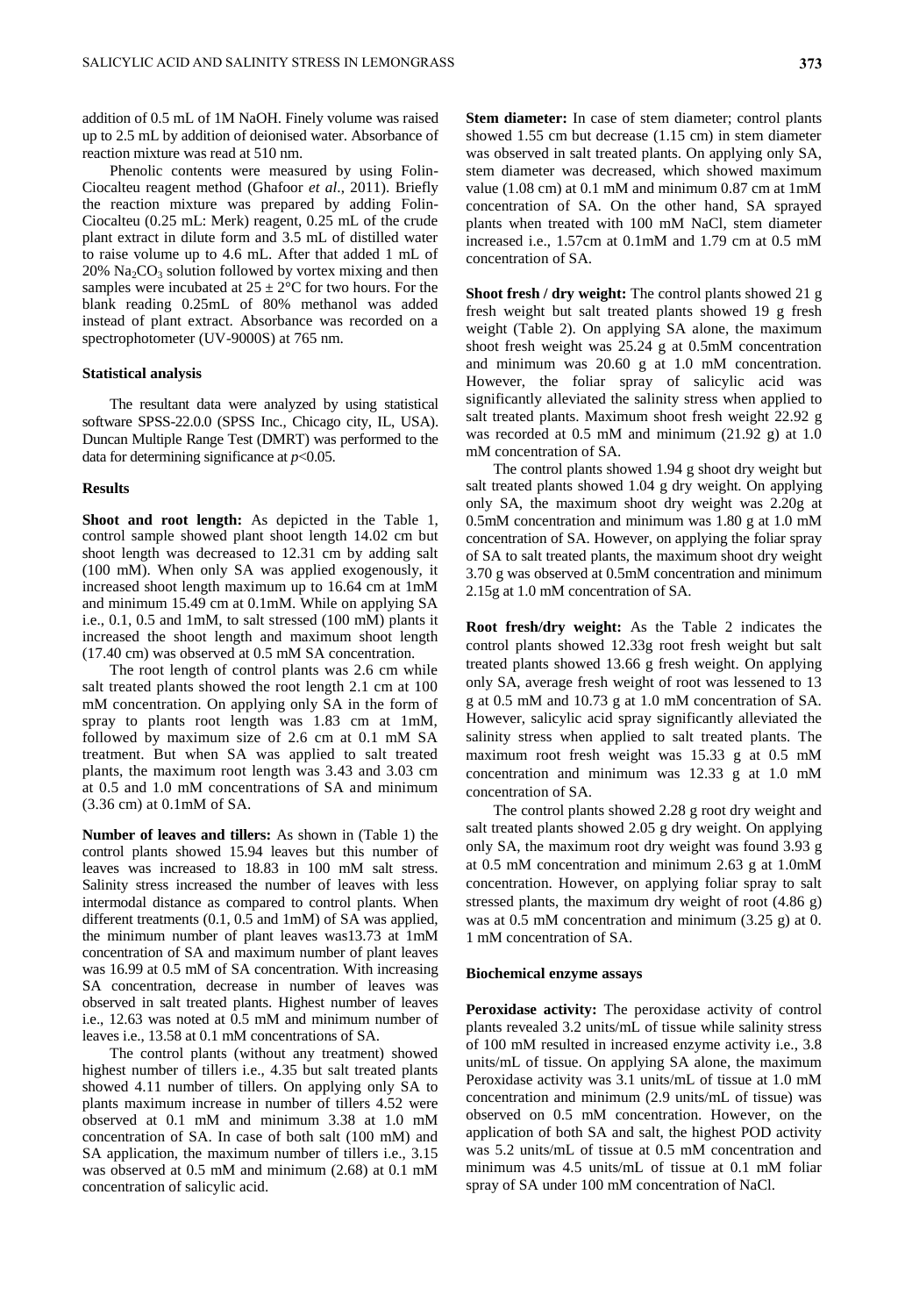addition of 0.5 mL of 1M NaOH. Finely volume was raised up to 2.5 mL by addition of deionised water. Absorbance of reaction mixture was read at 510 nm.

Phenolic contents were measured by using Folin-Ciocalteu reagent method (Ghafoor *et al.*, 2011). Briefly the reaction mixture was prepared by adding Folin-Ciocalteu (0.25 mL: Merk) reagent, 0.25 mL of the crude plant extract in dilute form and 3.5 mL of distilled water to raise volume up to 4.6 mL. After that added 1 mL of 20% $Na_2CO_3$ solution followed by vortex mixing and then samples were incubated at $25 \pm 2°C$ for two hours. For the blank reading 0.25mL of 80% methanol was added instead of plant extract. Absorbance was recorded on a spectrophotometer (UV-9000S) at 765 nm.

### Statistical analysis

The resultant data were analyzed by using statistical software SPSS-22.0.0 (SPSS Inc., Chicago city, IL, USA). Duncan Multiple Range Test (DMRT) was performed to the data for determining significance at $p<0.05$.

### Results

**Shoot and root length:** As depicted in the Table 1, control sample showed plant shoot length 14.02 cm but shoot length was decreased to 12.31 cm by adding salt (100 mM). When only SA was applied exogenously, it increased shoot length maximum up to 16.64 cm at 1mM and minimum 15.49 cm at 0.1mM. While on applying SA i.e., 0.1, 0.5 and 1mM, to salt stressed (100 mM) plants it increased the shoot length and maximum shoot length (17.40 cm) was observed at 0.5 mM SA concentration.

The root length of control plants was 2.6 cm while salt treated plants showed the root length 2.1 cm at 100 mM concentration. On applying only SA in the form of spray to plants root length was 1.83 cm at 1mM, followed by maximum size of 2.6 cm at 0.1 mM SA treatment. But when SA was applied to salt treated plants, the maximum root length was 3.43 and 3.03 cm at 0.5 and 1.0 mM concentrations of SA and minimum (3.36 cm) at 0.1mM of SA.

**Number of leaves and tillers:** As shown in (Table 1) the control plants showed 15.94 leaves but this number of leaves was increased to 18.83 in 100 mM salt stress. Salinity stress increased the number of leaves with less intermodal distance as compared to control plants. When different treatments (0.1, 0.5 and 1mM) of SA was applied, the minimum number of plant leaves was13.73 at 1mM concentration of SA and maximum number of plant leaves was 16.99 at 0.5 mM of SA concentration. With increasing SA concentration, decrease in number of leaves was observed in salt treated plants. Highest number of leaves i.e., 12.63 was noted at 0.5 mM and minimum number of leaves i.e., 13.58 at 0.1 mM concentrations of SA.

The control plants (without any treatment) showed highest number of tillers i.e., 4.35 but salt treated plants showed 4.11 number of tillers. On applying only SA to plants maximum increase in number of tillers 4.52 were observed at 0.1 mM and minimum 3.38 at 1.0 mM concentration of SA. In case of both salt (100 mM) and SA application, the maximum number of tillers i.e., 3.15 was observed at 0.5 mM and minimum (2.68) at 0.1 mM concentration of salicylic acid.

**Stem diameter:** In case of stem diameter; control plants showed 1.55 cm but decrease (1.15 cm) in stem diameter was observed in salt treated plants. On applying only SA, stem diameter was decreased, which showed maximum value (1.08 cm) at 0.1 mM and minimum 0.87 cm at 1mM concentration of SA. On the other hand, SA sprayed plants when treated with 100 mM NaCl, stem diameter increased i.e., 1.57cm at 0.1mM and 1.79 cm at 0.5 mM concentration of SA.

**Shoot fresh / dry weight:** The control plants showed 21 g fresh weight but salt treated plants showed 19 g fresh weight (Table 2). On applying SA alone, the maximum shoot fresh weight was 25.24 g at 0.5mM concentration and minimum was 20.60 g at 1.0 mM concentration. However, the foliar spray of salicylic acid was significantly alleviated the salinity stress when applied to salt treated plants. Maximum shoot fresh weight 22.92 g was recorded at 0.5 mM and minimum (21.92 g) at 1.0 mM concentration of SA.

The control plants showed 1.94 g shoot dry weight but salt treated plants showed 1.04 g dry weight. On applying only SA, the maximum shoot dry weight was 2.20g at 0.5mM concentration and minimum was 1.80 g at 1.0 mM concentration of SA. However, on applying the foliar spray of SA to salt treated plants, the maximum shoot dry weight 3.70 g was observed at 0.5mM concentration and minimum 2.15g at 1.0 mM concentration of SA.

**Root fresh/dry weight:** As the Table 2 indicates the control plants showed 12.33g root fresh weight but salt treated plants showed 13.66 g fresh weight. On applying only SA, average fresh weight of root was lessened to 13 g at 0.5 mM and 10.73 g at 1.0 mM concentration of SA. However, salicylic acid spray significantly alleviated the salinity stress when applied to salt treated plants. The maximum root fresh weight was 15.33 g at 0.5 mM concentration and minimum was 12.33 g at 1.0 mM concentration of SA.

The control plants showed 2.28 g root dry weight and salt treated plants showed 2.05 g dry weight. On applying only SA, the maximum root dry weight was found 3.93 g at 0.5 mM concentration and minimum 2.63 g at 1.0mM concentration. However, on applying foliar spray to salt stressed plants, the maximum dry weight of root (4.86 g) was at 0.5 mM concentration and minimum (3.25 g) at 0. 1 mM concentration of SA.

### Biochemical enzyme assays

**Peroxidase activity:** The peroxidase activity of control plants revealed 3.2 units/mL of tissue while salinity stress of 100 mM resulted in increased enzyme activity i.e., 3.8 units/mL of tissue. On applying SA alone, the maximum Peroxidase activity was 3.1 units/mL of tissue at 1.0 mM concentration and minimum (2.9 units/mL of tissue) was observed on 0.5 mM concentration. However, on the application of both SA and salt, the highest POD activity was 5.2 units/mL of tissue at 0.5 mM concentration and minimum was 4.5 units/mL of tissue at 0.1 mM foliar spray of SA under 100 mM concentration of NaCl.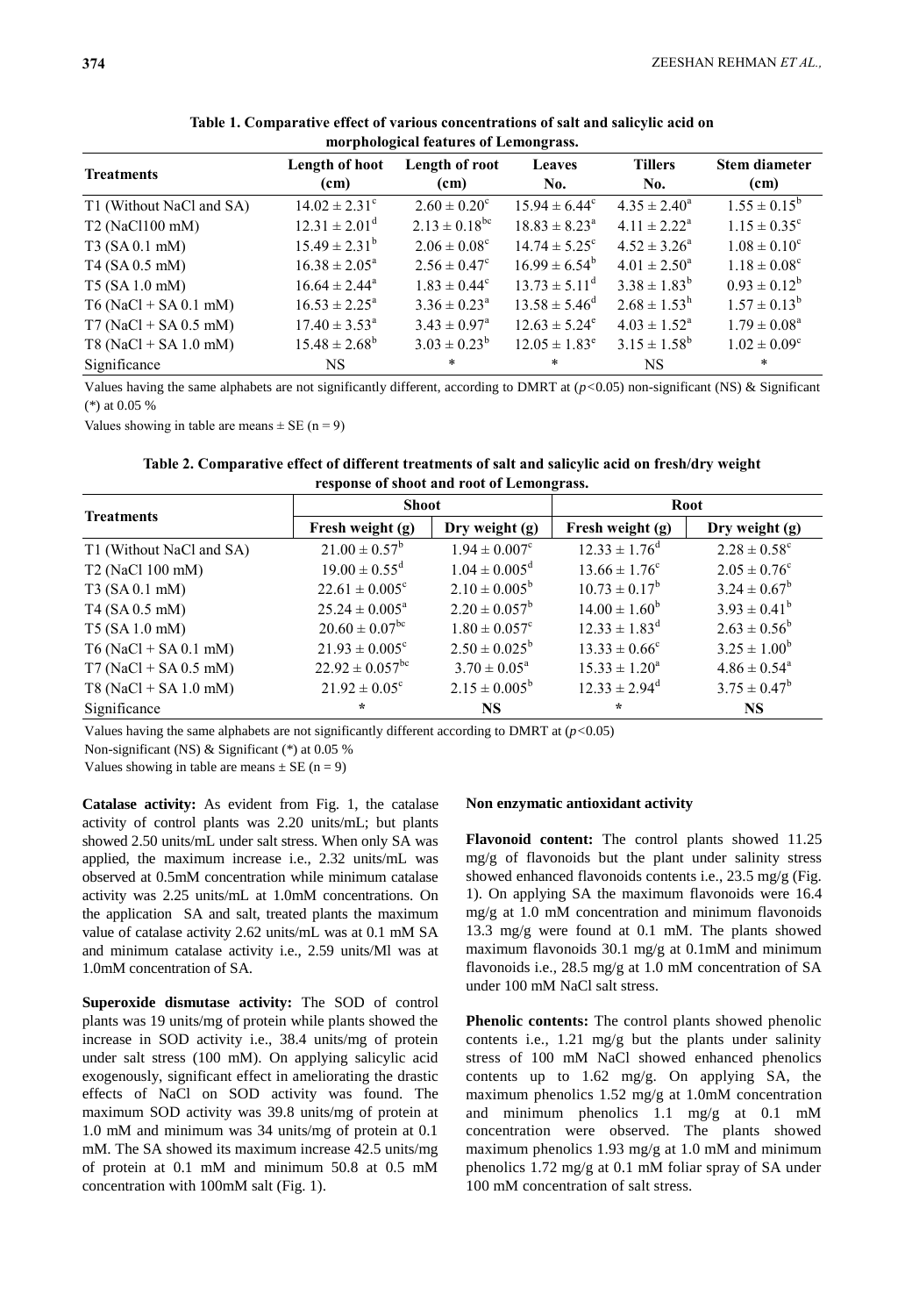**Table 1. Comparative effect of various concentrations of salt and salicylic acid on morphological features of Lemongrass.**

| Treatments | Length of hoot (cm) | Length of root (cm) | Leaves No. | Tillers No. | Stem diameter (cm) |
|---|---|---|---|---|---|
| T1 (Without NaCl and SA) | $14.02 \pm 2.31^{c}$ | $2.60 \pm 0.20^{c}$ | $15.94 \pm 6.44^{c}$ | $4.35 \pm 2.40^{a}$ | $1.55 \pm 0.15^{b}$ |
| T2 (NaCl100 mM) | $12.31 \pm 2.01^{d}$ | $2.13 \pm 0.18^{bc}$ | $18.83 \pm 8.23^{a}$ | $4.11 \pm 2.22^{a}$ | $1.15 \pm 0.35^{c}$ |
| T3 (SA 0.1 mM) | $15.49 \pm 2.31^{b}$ | $2.06 \pm 0.08^{c}$ | $14.74 \pm 5.25^{c}$ | $4.52 \pm 3.26^{a}$ | $1.08 \pm 0.10^{c}$ |
| T4 (SA 0.5 mM) | $16.38 \pm 2.05^{a}$ | $2.56 \pm 0.47^{c}$ | $16.99 \pm 6.54^{b}$ | $4.01 \pm 2.50^{a}$ | $1.18 \pm 0.08^{c}$ |
| T5 (SA 1.0 mM) | $16.64 \pm 2.44^{a}$ | $1.83 \pm 0.44^{c}$ | $13.73 \pm 5.11^{d}$ | $3.38 \pm 1.83^{b}$ | $0.93 \pm 0.12^{b}$ |
| T6 (NaCl + SA 0.1 mM) | $16.53 \pm 2.25^{a}$ | $3.36 \pm 0.23^{a}$ | $13.58 \pm 5.46^{d}$ | $2.68 \pm 1.53^{b}$ | $1.57 \pm 0.13^{b}$ |
| T7 (NaCl + SA 0.5 mM) | $17.40 \pm 3.53^{a}$ | $3.43 \pm 0.97^{a}$ | $12.63 \pm 5.24^{e}$ | $4.03 \pm 1.52^{a}$ | $1.79 \pm 0.08^{a}$ |
| T8 (NaCl + SA 1.0 mM) | $15.48 \pm 2.68^{b}$ | $3.03 \pm 0.23^{b}$ | $12.05 \pm 1.83^{e}$ | $3.15 \pm 1.58^{b}$ | $1.02 \pm 0.09^{c}$ |
| Significance | NS | * | * | NS | * |

Values having the same alphabets are not significantly different, according to DMRT at ($p<0.05$) non-significant (NS) & Significant (*) at 0.05 %

Values showing in table are means ± SE (n = 9)

**Table 2. Comparative effect of different treatments of salt and salicylic acid on fresh/dry weight response of shoot and root of Lemongrass.**

| Treatments | Shoot | | Root | |
|---|---|---|---|---|
| | Fresh weight (g) | Dry weight (g) | Fresh weight (g) | Dry weight (g) |
| T1 (Without NaCl and SA) | $21.00 \pm 0.57^{b}$ | $1.94 \pm 0.007^{c}$ | $12.33 \pm 1.76^{d}$ | $2.28 \pm 0.58^{c}$ |
| T2 (NaCl 100 mM) | $19.00 \pm 0.55^{d}$ | $1.04 \pm 0.005^{d}$ | $13.66 \pm 1.76^{c}$ | $2.05 \pm 0.76^{c}$ |
| T3 (SA 0.1 mM) | $22.61 \pm 0.005^{c}$ | $2.10 \pm 0.005^{b}$ | $10.73 \pm 0.17^{b}$ | $3.24 \pm 0.67^{b}$ |
| T4 (SA 0.5 mM) | $25.24 \pm 0.005^{a}$ | $2.20 \pm 0.057^{b}$ | $14.00 \pm 1.60^{b}$ | $3.93 \pm 0.41^{b}$ |
| T5 (SA 1.0 mM) | $20.60 \pm 0.07^{bc}$ | $1.80 \pm 0.057^{c}$ | $12.33 \pm 1.83^{d}$ | $2.63 \pm 0.56^{b}$ |
| T6 (NaCl + SA 0.1 mM) | $21.93 \pm 0.005^{c}$ | $2.50 \pm 0.025^{b}$ | $13.33 \pm 0.66^{c}$ | $3.25 \pm 1.00^{b}$ |
| T7 (NaCl + SA 0.5 mM) | $22.92 \pm 0.057^{bc}$ | $3.70 \pm 0.05^{a}$ | $15.33 \pm 1.20^{a}$ | $4.86 \pm 0.54^{a}$ |
| T8 (NaCl + SA 1.0 mM) | $21.92 \pm 0.05^{c}$ | $2.15 \pm 0.005^{b}$ | $12.33 \pm 2.94^{d}$ | $3.75 \pm 0.47^{b}$ |
| Significance | * | NS | * | NS |

Values having the same alphabets are not significantly different according to DMRT at ($p<0.05$)

Non-significant (NS) & Significant (*) at 0.05 %

Values showing in table are means ± SE (n = 9)

**Catalase activity:** As evident from Fig. 1, the catalase activity of control plants was 2.20 units/mL; but plants showed 2.50 units/mL under salt stress. When only SA was applied, the maximum increase i.e., 2.32 units/mL was observed at 0.5mM concentration while minimum catalase activity was 2.25 units/mL at 1.0mM concentrations. On the application SA and salt, treated plants the maximum value of catalase activity 2.62 units/mL was at 0.1 mM SA and minimum catalase activity i.e., 2.59 units/Ml was at 1.0mM concentration of SA.

**Superoxide dismutase activity:** The SOD of control plants was 19 units/mg of protein while plants showed the increase in SOD activity i.e., 38.4 units/mg of protein under salt stress (100 mM). On applying salicylic acid exogenously, significant effect in ameliorating the drastic effects of NaCl on SOD activity was found. The maximum SOD activity was 39.8 units/mg of protein at 1.0 mM and minimum was 34 units/mg of protein at 0.1 mM. The SA showed its maximum increase 42.5 units/mg of protein at 0.1 mM and minimum 50.8 at 0.5 mM concentration with 100mM salt (Fig. 1).

**Non enzymatic antioxidant activity**

**Flavonoid content:** The control plants showed 11.25 mg/g of flavonoids but the plant under salinity stress showed enhanced flavonoids contents i.e., 23.5 mg/g (Fig. 1). On applying SA the maximum flavonoids were 16.4 mg/g at 1.0 mM concentration and minimum flavonoids 13.3 mg/g were found at 0.1 mM. The plants showed maximum flavonoids 30.1 mg/g at 0.1mM and minimum flavonoids i.e., 28.5 mg/g at 1.0 mM concentration of SA under 100 mM NaCl salt stress.

**Phenolic contents:** The control plants showed phenolic contents i.e., 1.21 mg/g but the plants under salinity stress of 100 mM NaCl showed enhanced phenolics contents up to 1.62 mg/g. On applying SA, the maximum phenolics 1.52 mg/g at 1.0mM concentration and minimum phenolics 1.1 mg/g at 0.1 mM concentration were observed. The plants showed maximum phenolics 1.93 mg/g at 1.0 mM and minimum phenolics 1.72 mg/g at 0.1 mM foliar spray of SA under 100 mM concentration of salt stress.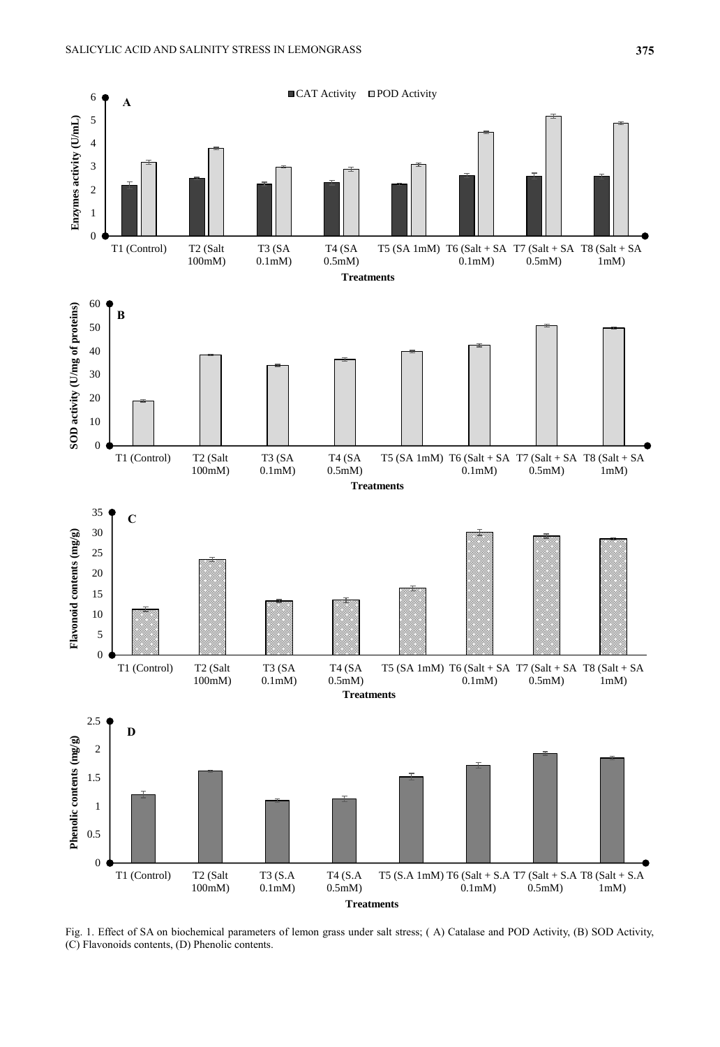Fig. 1. Effect of SA on biochemical parameters of lemon grass under salt stress; ( A) Catalase and POD Activity, (B) SOD Activity, (C) Flavonoids contents, (D) Phenolic contents.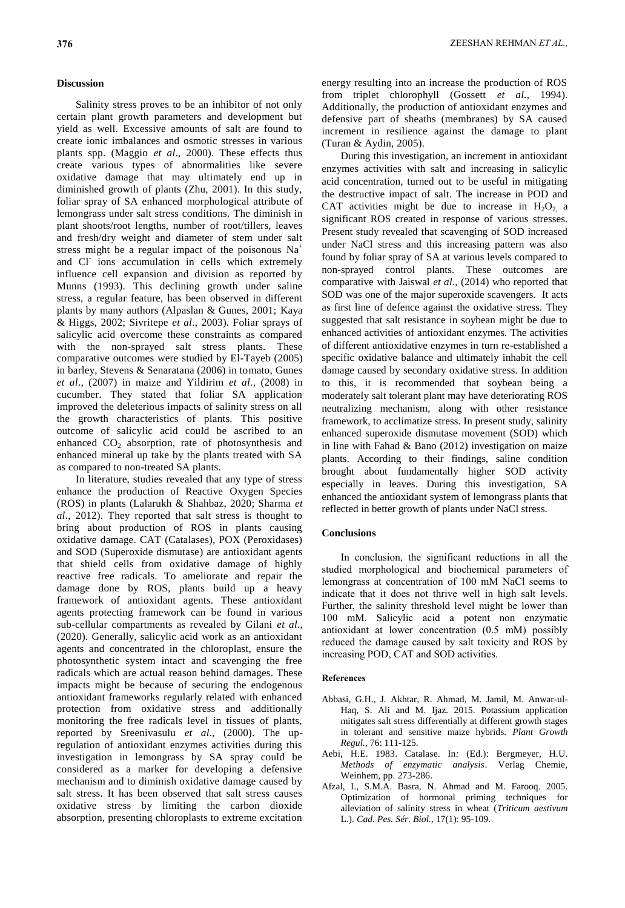## Discussion

Salinity stress proves to be an inhibitor of not only certain plant growth parameters and development but yield as well. Excessive amounts of salt are found to create ionic imbalances and osmotic stresses in various plants spp. (Maggio *et al*., 2000). These effects thus create various types of abnormalities like severe oxidative damage that may ultimately end up in diminished growth of plants (Zhu, 2001). In this study, foliar spray of SA enhanced morphological attribute of lemongrass under salt stress conditions. The diminish in plant shoots/root lengths, number of root/tillers, leaves and fresh/dry weight and diameter of stem under salt stress might be a regular impact of the poisonous $Na^+$ and $Cl^-$ ions accumulation in cells which extremely influence cell expansion and division as reported by Munns (1993). This declining growth under saline stress, a regular feature, has been observed in different plants by many authors (Alpaslan & Gunes, 2001; Kaya & Higgs, 2002; Sivritepe *et al*., 2003). Foliar sprays of salicylic acid overcome these constraints as compared with the non-sprayed salt stress plants. These comparative outcomes were studied by El-Tayeb (2005) in barley, Stevens & Senaratana (2006) in tomato, Gunes *et al*., (2007) in maize and Yildirim *et al*., (2008) in cucumber. They stated that foliar SA application improved the deleterious impacts of salinity stress on all the growth characteristics of plants. This positive outcome of salicylic acid could be ascribed to an enhanced $CO_2$ absorption, rate of photosynthesis and enhanced mineral up take by the plants treated with SA as compared to non-treated SA plants.

In literature, studies revealed that any type of stress enhance the production of Reactive Oxygen Species (ROS) in plants (Lalarukh & Shahbaz, 2020; Sharma *et al*., 2012). They reported that salt stress is thought to bring about production of ROS in plants causing oxidative damage. CAT (Catalases), POX (Peroxidases) and SOD (Superoxide dismutase) are antioxidant agents that shield cells from oxidative damage of highly reactive free radicals. To ameliorate and repair the damage done by ROS, plants build up a heavy framework of antioxidant agents. These antioxidant agents protecting framework can be found in various sub-cellular compartments as revealed by Gilani *et al*., (2020). Generally, salicylic acid work as an antioxidant agents and concentrated in the chloroplast, ensure the photosynthetic system intact and scavenging the free radicals which are actual reason behind damages. These impacts might be because of securing the endogenous antioxidant frameworks regularly related with enhanced protection from oxidative stress and additionally monitoring the free radicals level in tissues of plants, reported by Sreenivasulu *et al*., (2000). The up-regulation of antioxidant enzymes activities during this investigation in lemongrass by SA spray could be considered as a marker for developing a defensive mechanism and to diminish oxidative damage caused by salt stress. It has been observed that salt stress causes oxidative stress by limiting the carbon dioxide absorption, presenting chloroplasts to extreme excitation energy resulting into an increase the production of ROS from triplet chlorophyll (Gossett *et al*., 1994). Additionally, the production of antioxidant enzymes and defensive part of sheaths (membranes) by SA caused increment in resilience against the damage to plant (Turan & Aydin, 2005).

During this investigation, an increment in antioxidant enzymes activities with salt and increasing in salicylic acid concentration, turned out to be useful in mitigating the destructive impact of salt. The increase in POD and CAT activities might be due to increase in $H_2O_2$, a significant ROS created in response of various stresses. Present study revealed that scavenging of SOD increased under NaCl stress and this increasing pattern was also found by foliar spray of SA at various levels compared to non-sprayed control plants. These outcomes are comparative with Jaiswal *et al*., (2014) who reported that SOD was one of the major superoxide scavengers. It acts as first line of defence against the oxidative stress. They suggested that salt resistance in soybean might be due to enhanced activities of antioxidant enzymes. The activities of different antioxidative enzymes in turn re-established a specific oxidative balance and ultimately inhabit the cell damage caused by secondary oxidative stress. In addition to this, it is recommended that soybean being a moderately salt tolerant plant may have deteriorating ROS neutralizing mechanism, along with other resistance framework, to acclimatize stress. In present study, salinity enhanced superoxide dismutase movement (SOD) which in line with Fahad & Bano (2012) investigation on maize plants. According to their findings, saline condition brought about fundamentally higher SOD activity especially in leaves. During this investigation, SA enhanced the antioxidant system of lemongrass plants that reflected in better growth of plants under NaCl stress.

## Conclusions

In conclusion, the significant reductions in all the studied morphological and biochemical parameters of lemongrass at concentration of 100 mM NaCl seems to indicate that it does not thrive well in high salt levels. Further, the salinity threshold level might be lower than 100 mM. Salicylic acid a potent non enzymatic antioxidant at lower concentration (0.5 mM) possibly reduced the damage caused by salt toxicity and ROS by increasing POD, CAT and SOD activities.

## References

Abbasi, G.H., J. Akhtar, R. Ahmad, M. Jamil, M. Anwar-ul-Haq, S. Ali and M. Ijaz. 2015. Potassium application mitigates salt stress differentially at different growth stages in tolerant and sensitive maize hybrids. *Plant Growth Regul.*, 76: 111-125.

Aebi, H.E. 1983. Catalase. In*:* (Ed.): Bergmeyer, H.U. *Methods of enzymatic analysis*. Verlag Chemie, Weinhem, pp. 273-286.

Afzal, I., S.M.A. Basra, N. Ahmad and M. Farooq. 2005. Optimization of hormonal priming techniques for alleviation of salinity stress in wheat (*Triticum aestivum* L.). *Cad. Pes. Sér. Biol.*, 17(1): 95-109.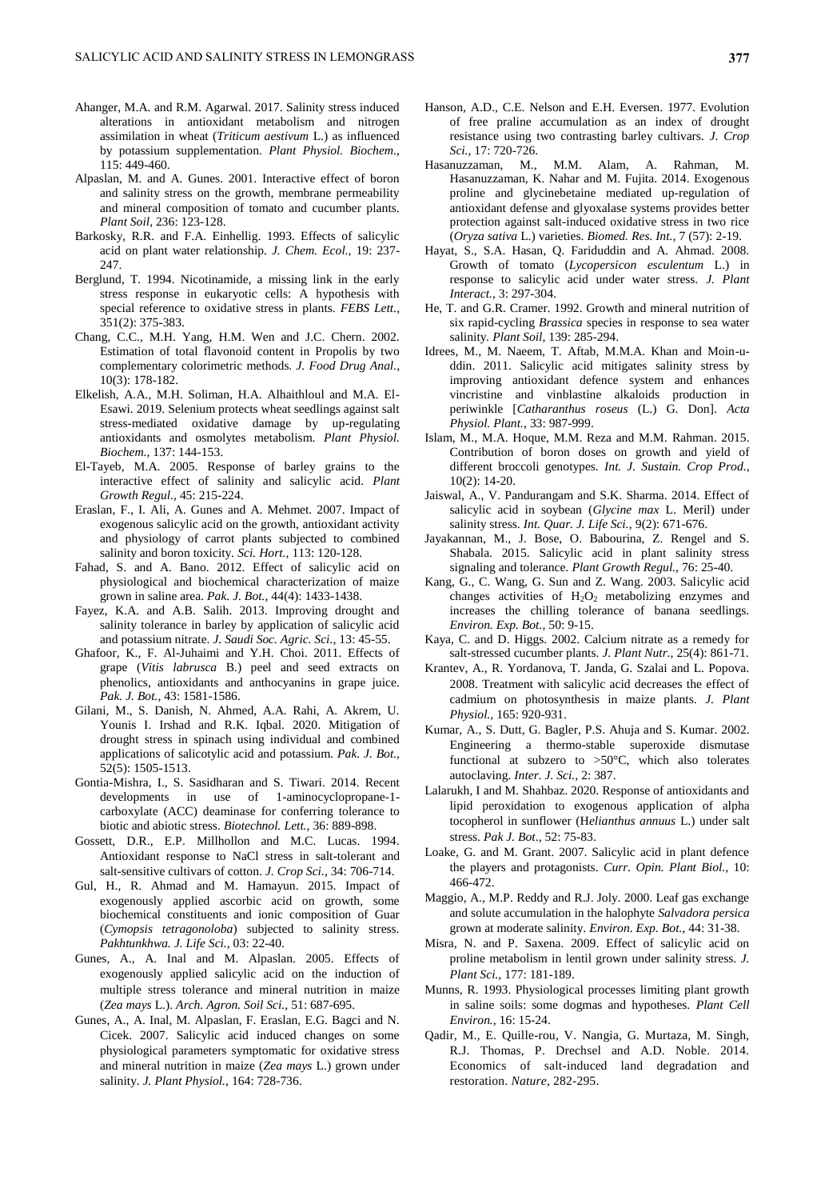Ahanger, M.A. and R.M. Agarwal. 2017. Salinity stress induced alterations in antioxidant metabolism and nitrogen assimilation in wheat (*Triticum aestivum* L.) as influenced by potassium supplementation. *Plant Physiol. Biochem.*, 115: 449-460.

Alpaslan, M. and A. Gunes. 2001. Interactive effect of boron and salinity stress on the growth, membrane permeability and mineral composition of tomato and cucumber plants. *Plant Soil*, 236: 123-128.

Barkosky, R.R. and F.A. Einhellig. 1993. Effects of salicylic acid on plant water relationship. *J. Chem. Ecol.*, 19: 237-247.

Berglund, T. 1994. Nicotinamide, a missing link in the early stress response in eukaryotic cells: A hypothesis with special reference to oxidative stress in plants. *FEBS Lett.*, 351(2): 375-383.

Chang, C.C., M.H. Yang, H.M. Wen and J.C. Chern. 2002. Estimation of total flavonoid content in Propolis by two complementary colorimetric methods. *J. Food Drug Anal.*, 10(3): 178-182.

Elkelish, A.A., M.H. Soliman, H.A. Alhaithloul and M.A. El-Esawi. 2019. Selenium protects wheat seedlings against salt stress-mediated oxidative damage by up-regulating antioxidants and osmolytes metabolism. *Plant Physiol. Biochem.*, 137: 144-153.

El-Tayeb, M.A. 2005. Response of barley grains to the interactive effect of salinity and salicylic acid. *Plant Growth Regul.*, 45: 215-224.

Eraslan, F., I. Ali, A. Gunes and A. Mehmet. 2007. Impact of exogenous salicylic acid on the growth, antioxidant activity and physiology of carrot plants subjected to combined salinity and boron toxicity. *Sci. Hort.*, 113: 120-128.

Fahad, S. and A. Bano. 2012. Effect of salicylic acid on physiological and biochemical characterization of maize grown in saline area. *Pak. J. Bot.*, 44(4): 1433-1438.

Fayez, K.A. and A.B. Salih. 2013. Improving drought and salinity tolerance in barley by application of salicylic acid and potassium nitrate. *J. Saudi Soc. Agric. Sci.*, 13: 45-55.

Ghafoor, K., F. Al-Juhaimi and Y.H. Choi. 2011. Effects of grape (*Vitis labrusca* B.) peel and seed extracts on phenolics, antioxidants and anthocyanins in grape juice. *Pak. J. Bot.*, 43: 1581-1586.

Gilani, M., S. Danish, N. Ahmed, A.A. Rahi, A. Akrem, U. Younis I. Irshad and R.K. Iqbal. 2020. Mitigation of drought stress in spinach using individual and combined applications of salicotylic acid and potassium. *Pak. J. Bot.*, 52(5): 1505-1513.

Gontia-Mishra, I., S. Sasidharan and S. Tiwari. 2014. Recent developments in use of 1-aminocyclopropane-1-carboxylate (ACC) deaminase for conferring tolerance to biotic and abiotic stress. *Biotechnol. Lett.*, 36: 889-898.

Gossett, D.R., E.P. Millhollon and M.C. Lucas. 1994. Antioxidant response to NaCl stress in salt-tolerant and salt-sensitive cultivars of cotton. *J. Crop Sci.*, 34: 706-714.

Gul, H., R. Ahmad and M. Hamayun. 2015. Impact of exogenously applied ascorbic acid on growth, some biochemical constituents and ionic composition of Guar (*Cymopsis tetragonoloba*) subjected to salinity stress. *Pakhtunkhwa. J. Life Sci.*, 03: 22-40.

Gunes, A., A. Inal and M. Alpaslan. 2005. Effects of exogenously applied salicylic acid on the induction of multiple stress tolerance and mineral nutrition in maize (*Zea mays* L.). *Arch. Agron. Soil Sci.*, 51: 687-695.

Gunes, A., A. Inal, M. Alpaslan, F. Eraslan, E.G. Bagci and N. Cicek. 2007. Salicylic acid induced changes on some physiological parameters symptomatic for oxidative stress and mineral nutrition in maize (*Zea mays* L.) grown under salinity. *J. Plant Physiol.*, 164: 728-736.

Hanson, A.D., C.E. Nelson and E.H. Eversen. 1977. Evolution of free praline accumulation as an index of drought resistance using two contrasting barley cultivars. *J. Crop Sci.*, 17: 720-726.

Hasanuzzaman, M., M.M. Alam, A. Rahman, M. Hasanuzzaman, K. Nahar and M. Fujita. 2014. Exogenous proline and glycinebetaine mediated up-regulation of antioxidant defense and glyoxalase systems provides better protection against salt-induced oxidative stress in two rice (*Oryza sativa* L.) varieties. *Biomed. Res. Int.*, 7 (57): 2-19.

Hayat, S., S.A. Hasan, Q. Fariduddin and A. Ahmad. 2008. Growth of tomato (*Lycopersicon esculentum* L.) in response to salicylic acid under water stress. *J. Plant Interact.*, 3: 297-304.

He, T. and G.R. Cramer. 1992. Growth and mineral nutrition of six rapid-cycling *Brassica* species in response to sea water salinity. *Plant Soil*, 139: 285-294.

Idrees, M., M. Naeem, T. Aftab, M.M.A. Khan and Moin-u-ddin. 2011. Salicylic acid mitigates salinity stress by improving antioxidant defence system and enhances vincristine and vinblastine alkaloids production in periwinkle [*Catharanthus roseus* (L.) G. Don]. *Acta Physiol. Plant.*, 33: 987-999.

Islam, M., M.A. Hoque, M.M. Reza and M.M. Rahman. 2015. Contribution of boron doses on growth and yield of different broccoli genotypes. *Int. J. Sustain. Crop Prod.*, 10(2): 14-20.

Jaiswal, A., V. Pandurangam and S.K. Sharma. 2014. Effect of salicylic acid in soybean (*Glycine max* L. Meril) under salinity stress. *Int. Quar. J. Life Sci.*, 9(2): 671-676.

Jayakannan, M., J. Bose, O. Babourina, Z. Rengel and S. Shabala. 2015. Salicylic acid in plant salinity stress signaling and tolerance. *Plant Growth Regul.*, 76: 25-40.

Kang, G., C. Wang, G. Sun and Z. Wang. 2003. Salicylic acid changes activities of $H_2O_2$ metabolizing enzymes and increases the chilling tolerance of banana seedlings. *Environ. Exp. Bot.*, 50: 9-15.

Kaya, C. and D. Higgs. 2002. Calcium nitrate as a remedy for salt-stressed cucumber plants. *J. Plant Nutr.*, 25(4): 861-71.

Krantev, A., R. Yordanova, T. Janda, G. Szalai and L. Popova. 2008. Treatment with salicylic acid decreases the effect of cadmium on photosynthesis in maize plants. *J. Plant Physiol.*, 165: 920-931.

Kumar, A., S. Dutt, G. Bagler, P.S. Ahuja and S. Kumar. 2002. Engineering a thermo-stable superoxide dismutase functional at subzero to >50°C, which also tolerates autoclaving. *Inter. J. Sci.*, 2: 387.

Lalarukh, I and M. Shahbaz. 2020. Response of antioxidants and lipid peroxidation to exogenous application of alpha tocopherol in sunflower (H*elianthus annuus* L.) under salt stress. *Pak J. Bot*., 52: 75-83.

Loake, G. and M. Grant. 2007. Salicylic acid in plant defence the players and protagonists. *Curr. Opin. Plant Biol.*, 10: 466-472.

Maggio, A., M.P. Reddy and R.J. Joly. 2000. Leaf gas exchange and solute accumulation in the halophyte *Salvadora persica* grown at moderate salinity. *Environ. Exp. Bot.*, 44: 31-38.

Misra, N. and P. Saxena. 2009. Effect of salicylic acid on proline metabolism in lentil grown under salinity stress. *J. Plant Sci.*, 177: 181-189.

Munns, R. 1993. Physiological processes limiting plant growth in saline soils: some dogmas and hypotheses. *Plant Cell Environ.*, 16: 15-24.

Qadir, M., E. Quille-rou, V. Nangia, G. Murtaza, M. Singh, R.J. Thomas, P. Drechsel and A.D. Noble. 2014. Economics of salt-induced land degradation and restoration. *Nature*, 282-295.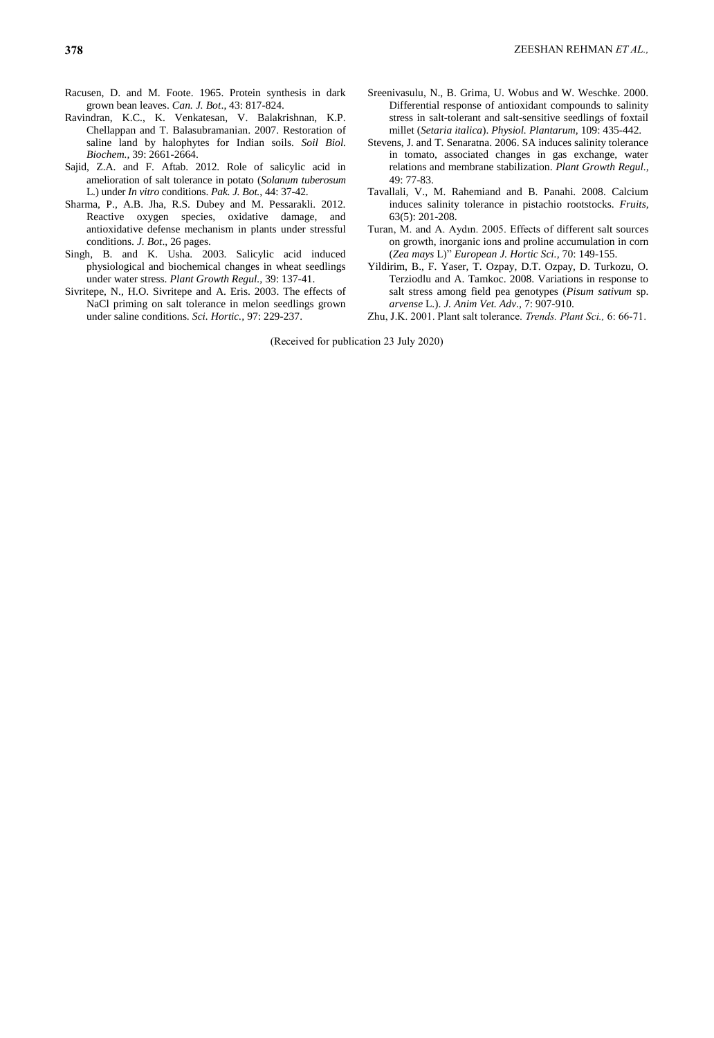Racusen, D. and M. Foote. 1965. Protein synthesis in dark grown bean leaves. *Can. J. Bot*., 43: 817-824.

Ravindran, K.C., K. Venkatesan, V. Balakrishnan, K.P. Chellappan and T. Balasubramanian. 2007. Restoration of saline land by halophytes for Indian soils. *Soil Biol. Biochem.,* 39: 2661-2664.

Sajid, Z.A. and F. Aftab. 2012. Role of salicylic acid in amelioration of salt tolerance in potato (*Solanum tuberosum* L.) under *In vitro* conditions. *Pak. J. Bot.,* 44: 37-42.

Sharma, P., A.B. Jha, R.S. Dubey and M. Pessarakli. 2012. Reactive oxygen species, oxidative damage, and antioxidative defense mechanism in plants under stressful conditions. *J. Bot*., 26 pages.

Singh, B. and K. Usha. 2003. Salicylic acid induced physiological and biochemical changes in wheat seedlings under water stress. *Plant Growth Regul*., 39: 137-41.

Sivritepe, N., H.O. Sivritepe and A. Eris. 2003. The effects of NaCl priming on salt tolerance in melon seedlings grown under saline conditions. *Sci. Hortic.,* 97: 229-237.

Sreenivasulu, N., B. Grima, U. Wobus and W. Weschke. 2000. Differential response of antioxidant compounds to salinity stress in salt-tolerant and salt-sensitive seedlings of foxtail millet (*Setaria italica*). *Physiol. Plantarum,* 109: 435-442.

Stevens, J. and T. Senaratna. 2006. SA induces salinity tolerance in tomato, associated changes in gas exchange, water relations and membrane stabilization. *Plant Growth Regul.,* 49: 77-83.

Tavallali, V., M. Rahemiand and B. Panahi. 2008. Calcium induces salinity tolerance in pistachio rootstocks. *Fruits,* 63(5): 201-208.

Turan, M. and A. Aydın. 2005. Effects of different salt sources on growth, inorganic ions and proline accumulation in corn (*Zea mays* L)" *European J. Hortic Sci.,* 70: 149-155.

Yildirim, B., F. Yaser, T. Ozpay, D.T. Ozpay, D. Turkozu, O. Terziodlu and A. Tamkoc. 2008. Variations in response to salt stress among field pea genotypes (*Pisum sativum* sp. *arvense* L.). *J. Anim Vet. Adv.,* 7: 907-910.

Zhu, J.K. 2001. Plant salt tolerance. *Trends. Plant Sci.,* 6: 66-71.

(Received for publication 23 July 2020)